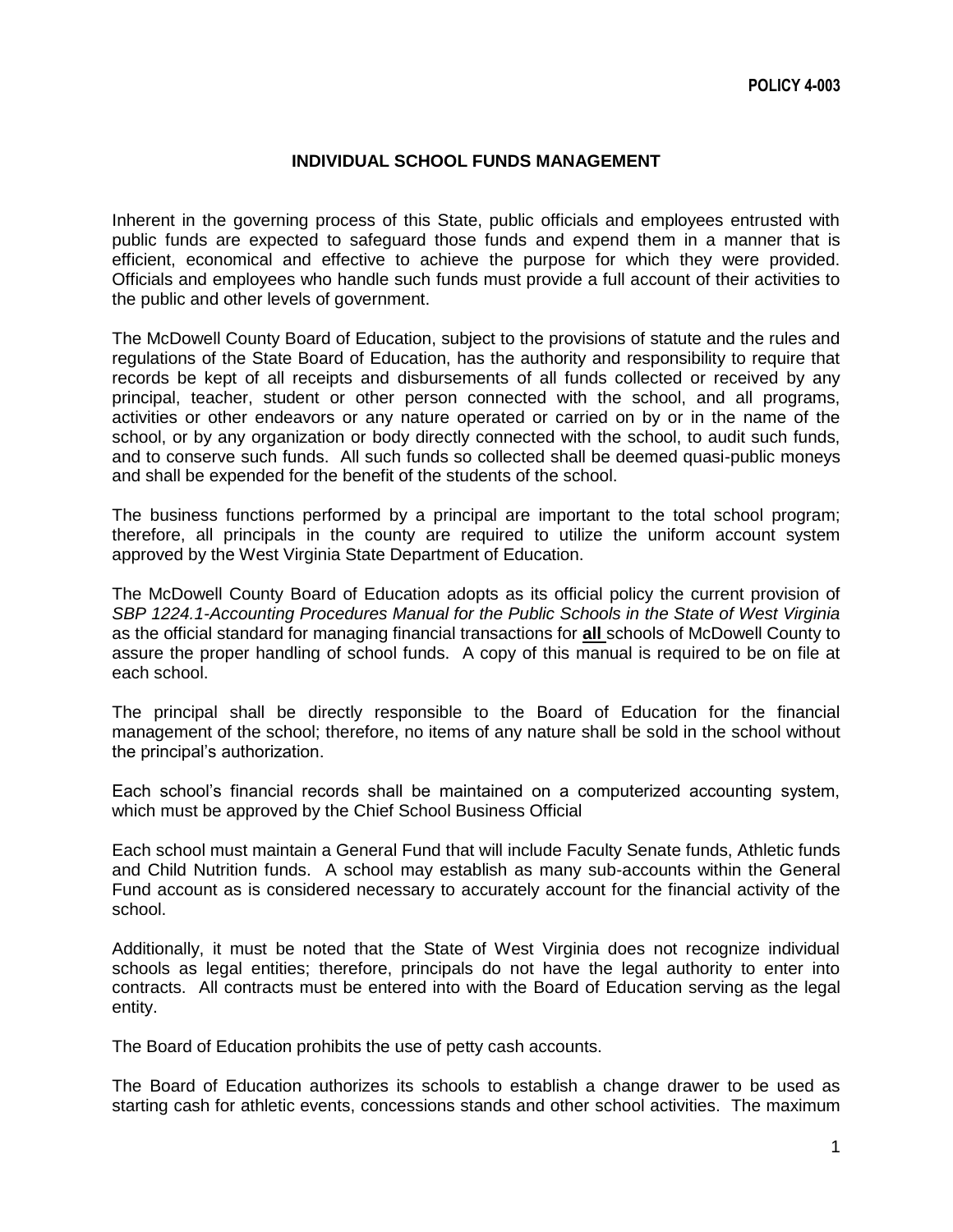**POLICY 4-003**

# INDIVIDUAL SCHOOL FUNDS MANAGEMENT

Inherent in the governing process of this State, public officials and employees entrusted with public funds are expected to safeguard those funds and expend them in a manner that is efficient, economical and effective to achieve the purpose for which they were provided. Officials and employees who handle such funds must provide a full account of their activities to the public and other levels of government.

The McDowell County Board of Education, subject to the provisions of statute and the rules and regulations of the State Board of Education, has the authority and responsibility to require that records be kept of all receipts and disbursements of all funds collected or received by any principal, teacher, student or other person connected with the school, and all programs, activities or other endeavors or any nature operated or carried on by or in the name of the school, or by any organization or body directly connected with the school, to audit such funds, and to conserve such funds. All such funds so collected shall be deemed quasi-public moneys and shall be expended for the benefit of the students of the school.

The business functions performed by a principal are important to the total school program; therefore, all principals in the county are required to utilize the uniform account system approved by the West Virginia State Department of Education.

The McDowell County Board of Education adopts as its official policy the current provision of *SBP 1224.1-Accounting Procedures Manual for the Public Schools in the State of West Virginia* as the official standard for managing financial transactions for **all** schools of McDowell County to assure the proper handling of school funds. A copy of this manual is required to be on file at each school.

The principal shall be directly responsible to the Board of Education for the financial management of the school; therefore, no items of any nature shall be sold in the school without the principal's authorization.

Each school's financial records shall be maintained on a computerized accounting system, which must be approved by the Chief School Business Official

Each school must maintain a General Fund that will include Faculty Senate funds, Athletic funds and Child Nutrition funds. A school may establish as many sub-accounts within the General Fund account as is considered necessary to accurately account for the financial activity of the school.

Additionally, it must be noted that the State of West Virginia does not recognize individual schools as legal entities; therefore, principals do not have the legal authority to enter into contracts. All contracts must be entered into with the Board of Education serving as the legal entity.

The Board of Education prohibits the use of petty cash accounts.

The Board of Education authorizes its schools to establish a change drawer to be used as starting cash for athletic events, concessions stands and other school activities. The maximum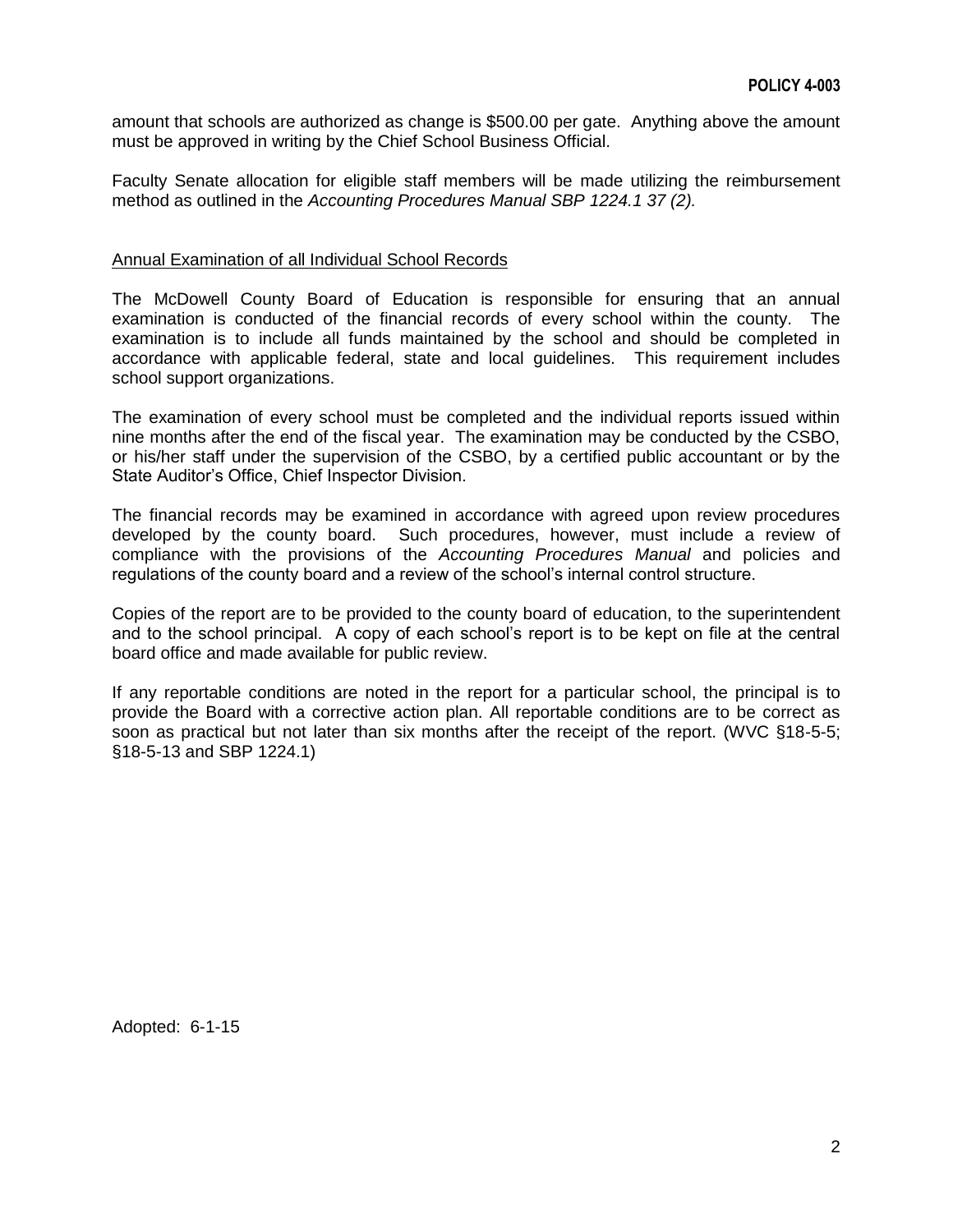amount that schools are authorized as change is $500.00 per gate. Anything above the amount must be approved in writing by the Chief School Business Official.

Faculty Senate allocation for eligible staff members will be made utilizing the reimbursement method as outlined in the *Accounting Procedures Manual SBP 1224.1 37 (2).*

<u>Annual Examination of all Individual School Records</u>

The McDowell County Board of Education is responsible for ensuring that an annual examination is conducted of the financial records of every school within the county. The examination is to include all funds maintained by the school and should be completed in accordance with applicable federal, state and local guidelines. This requirement includes school support organizations.

The examination of every school must be completed and the individual reports issued within nine months after the end of the fiscal year. The examination may be conducted by the CSBO, or his/her staff under the supervision of the CSBO, by a certified public accountant or by the State Auditor's Office, Chief Inspector Division.

The financial records may be examined in accordance with agreed upon review procedures developed by the county board. Such procedures, however, must include a review of compliance with the provisions of the *Accounting Procedures Manual* and policies and regulations of the county board and a review of the school's internal control structure.

Copies of the report are to be provided to the county board of education, to the superintendent and to the school principal. A copy of each school's report is to be kept on file at the central board office and made available for public review.

If any reportable conditions are noted in the report for a particular school, the principal is to provide the Board with a corrective action plan. All reportable conditions are to be correct as soon as practical but not later than six months after the receipt of the report. (WVC §18-5-5; §18-5-13 and SBP 1224.1)

Adopted: 6-1-15